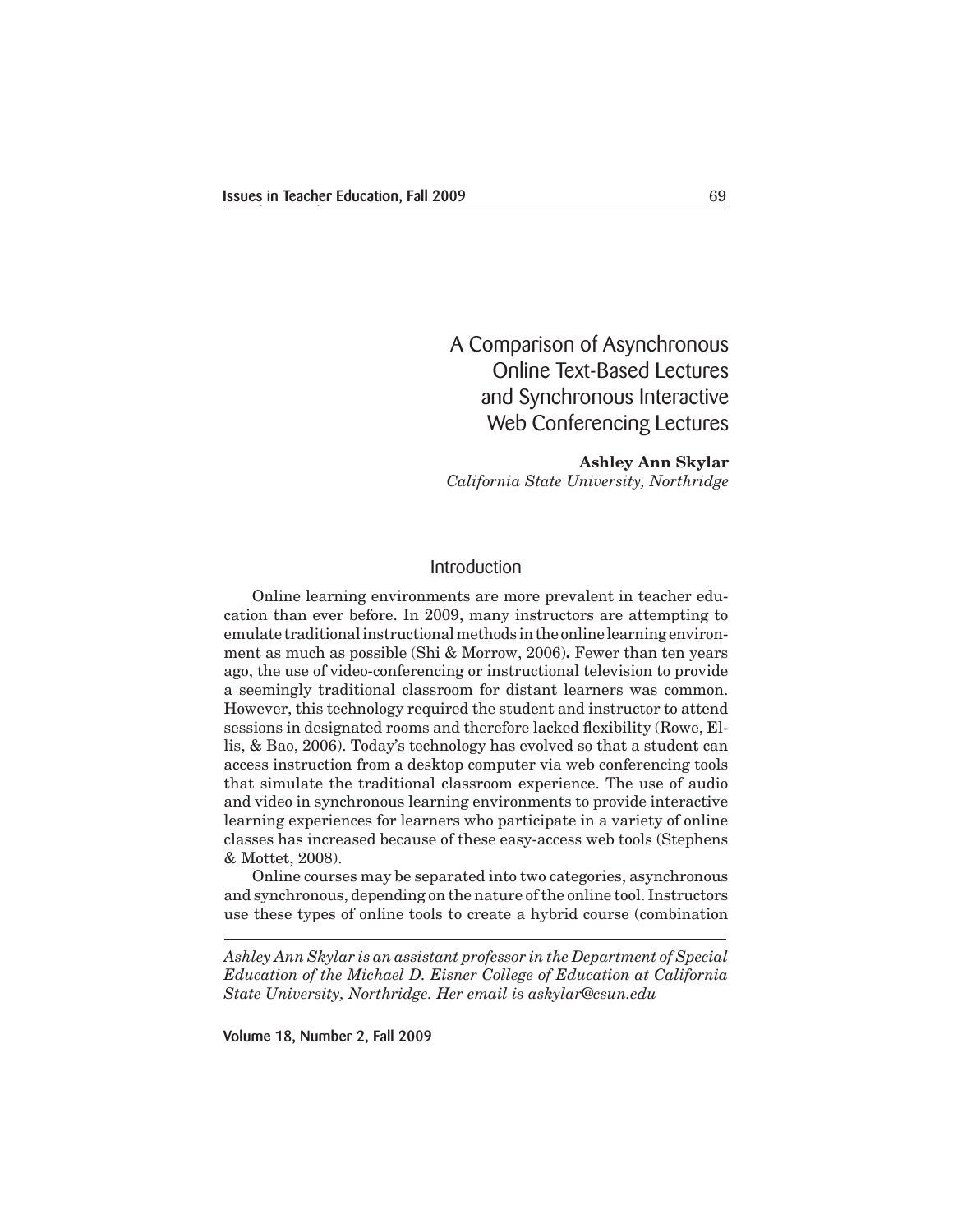# A Comparison of Asynchronous Online Text-Based Lectures and Synchronous Interactive Web Conferencing Lectures

**Ashley Ann Skylar**
*California State University, Northridge*

## Introduction

Online learning environments are more prevalent in teacher education than ever before. In 2009, many instructors are attempting to emulate traditional instructional methods in the online learning environment as much as possible (Shi & Morrow, 2006). Fewer than ten years ago, the use of video-conferencing or instructional television to provide a seemingly traditional classroom for distant learners was common. However, this technology required the student and instructor to attend sessions in designated rooms and therefore lacked flexibility (Rowe, Ellis, & Bao, 2006). Today's technology has evolved so that a student can access instruction from a desktop computer via web conferencing tools that simulate the traditional classroom experience. The use of audio and video in synchronous learning environments to provide interactive learning experiences for learners who participate in a variety of online classes has increased because of these easy-access web tools (Stephens & Mottet, 2008).

Online courses may be separated into two categories, asynchronous and synchronous, depending on the nature of the online tool. Instructors use these types of online tools to create a hybrid course (combination

---

*Ashley Ann Skylar is an assistant professor in the Department of Special Education of the Michael D. Eisner College of Education at California State University, Northridge. Her email is askylar@csun.edu*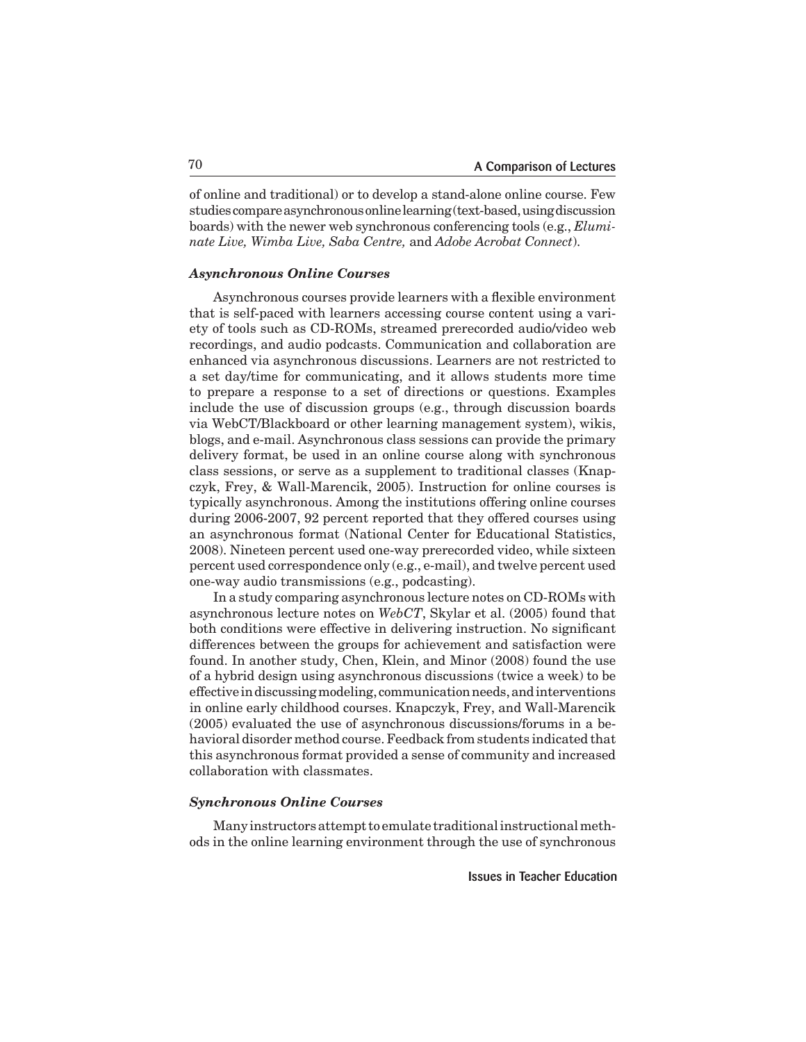of online and traditional) or to develop a stand-alone online course. Few studies compare asynchronous online learning (text-based, using discussion boards) with the newer web synchronous conferencing tools (e.g., *Eluminate Live, Wimba Live, Saba Centre,* and *Adobe Acrobat Connect*).

### *Asynchronous Online Courses*

Asynchronous courses provide learners with a flexible environment that is self-paced with learners accessing course content using a variety of tools such as CD-ROMs, streamed prerecorded audio/video web recordings, and audio podcasts. Communication and collaboration are enhanced via asynchronous discussions. Learners are not restricted to a set day/time for communicating, and it allows students more time to prepare a response to a set of directions or questions. Examples include the use of discussion groups (e.g., through discussion boards via WebCT/Blackboard or other learning management system), wikis, blogs, and e-mail. Asynchronous class sessions can provide the primary delivery format, be used in an online course along with synchronous class sessions, or serve as a supplement to traditional classes (Knapczyk, Frey, & Wall-Marencik, 2005). Instruction for online courses is typically asynchronous. Among the institutions offering online courses during 2006-2007, 92 percent reported that they offered courses using an asynchronous format (National Center for Educational Statistics, 2008). Nineteen percent used one-way prerecorded video, while sixteen percent used correspondence only (e.g., e-mail), and twelve percent used one-way audio transmissions (e.g., podcasting).

In a study comparing asynchronous lecture notes on CD-ROMs with asynchronous lecture notes on *WebCT*, Skylar et al. (2005) found that both conditions were effective in delivering instruction. No significant differences between the groups for achievement and satisfaction were found. In another study, Chen, Klein, and Minor (2008) found the use of a hybrid design using asynchronous discussions (twice a week) to be effective in discussing modeling, communication needs, and interventions in online early childhood courses. Knapczyk, Frey, and Wall-Marencik (2005) evaluated the use of asynchronous discussions/forums in a behavioral disorder method course. Feedback from students indicated that this asynchronous format provided a sense of community and increased collaboration with classmates.

### *Synchronous Online Courses*

Many instructors attempt to emulate traditional instructional methods in the online learning environment through the use of synchronous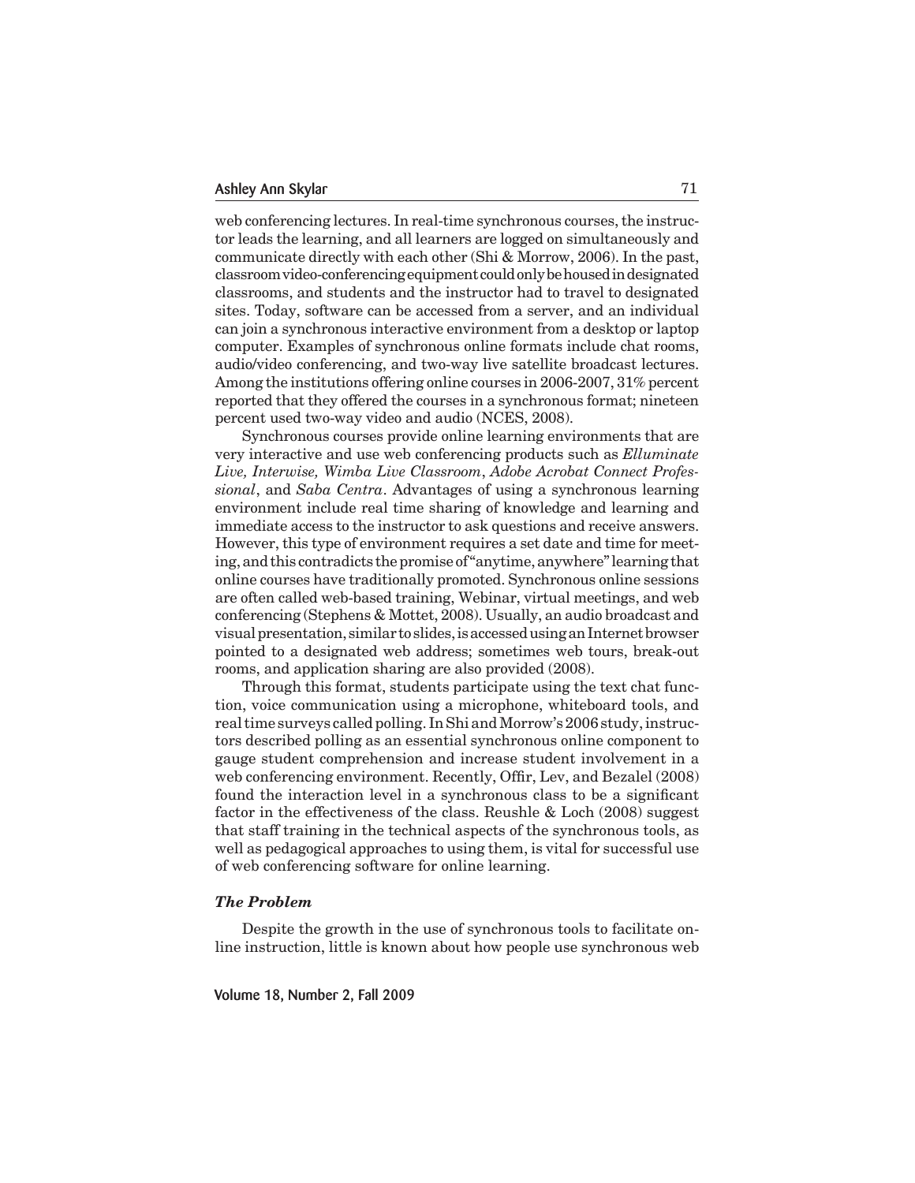web conferencing lectures. In real-time synchronous courses, the instructor leads the learning, and all learners are logged on simultaneously and communicate directly with each other (Shi & Morrow, 2006). In the past, classroom video-conferencing equipment could only be housed in designated classrooms, and students and the instructor had to travel to designated sites. Today, software can be accessed from a server, and an individual can join a synchronous interactive environment from a desktop or laptop computer. Examples of synchronous online formats include chat rooms, audio/video conferencing, and two-way live satellite broadcast lectures. Among the institutions offering online courses in 2006-2007, 31% percent reported that they offered the courses in a synchronous format; nineteen percent used two-way video and audio (NCES, 2008).

Synchronous courses provide online learning environments that are very interactive and use web conferencing products such as *Elluminate Live, Interwise, Wimba Live Classroom*, *Adobe Acrobat Connect Professional*, and *Saba Centra*. Advantages of using a synchronous learning environment include real time sharing of knowledge and learning and immediate access to the instructor to ask questions and receive answers. However, this type of environment requires a set date and time for meeting, and this contradicts the promise of "anytime, anywhere" learning that online courses have traditionally promoted. Synchronous online sessions are often called web-based training, Webinar, virtual meetings, and web conferencing (Stephens & Mottet, 2008). Usually, an audio broadcast and visual presentation, similar to slides, is accessed using an Internet browser pointed to a designated web address; sometimes web tours, break-out rooms, and application sharing are also provided (2008).

Through this format, students participate using the text chat function, voice communication using a microphone, whiteboard tools, and real time surveys called polling. In Shi and Morrow's 2006 study, instructors described polling as an essential synchronous online component to gauge student comprehension and increase student involvement in a web conferencing environment. Recently, Offir, Lev, and Bezalel (2008) found the interaction level in a synchronous class to be a significant factor in the effectiveness of the class. Reushle & Loch (2008) suggest that staff training in the technical aspects of the synchronous tools, as well as pedagogical approaches to using them, is vital for successful use of web conferencing software for online learning.

### *The Problem*

Despite the growth in the use of synchronous tools to facilitate online instruction, little is known about how people use synchronous web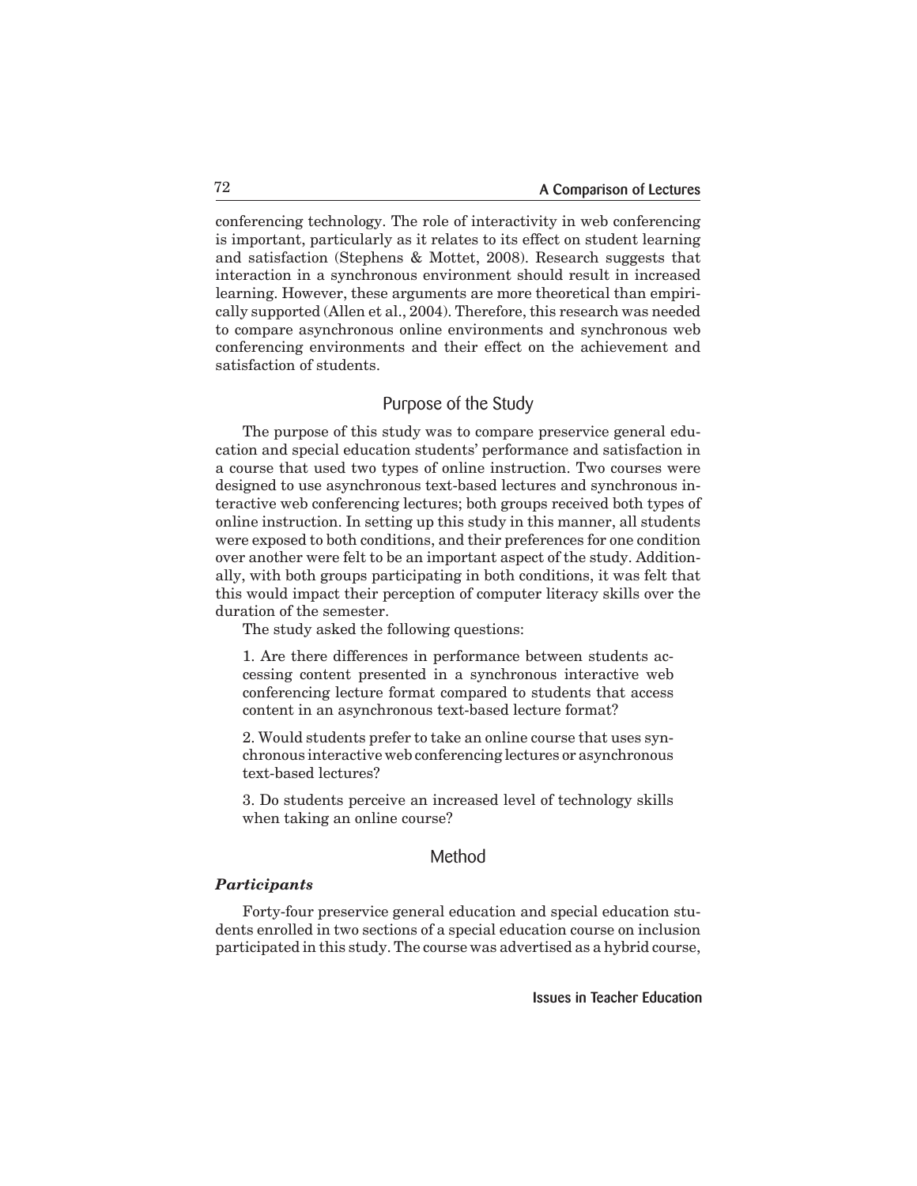conferencing technology. The role of interactivity in web conferencing is important, particularly as it relates to its effect on student learning and satisfaction (Stephens & Mottet, 2008). Research suggests that interaction in a synchronous environment should result in increased learning. However, these arguments are more theoretical than empirically supported (Allen et al., 2004). Therefore, this research was needed to compare asynchronous online environments and synchronous web conferencing environments and their effect on the achievement and satisfaction of students.

## Purpose of the Study

The purpose of this study was to compare preservice general education and special education students' performance and satisfaction in a course that used two types of online instruction. Two courses were designed to use asynchronous text-based lectures and synchronous interactive web conferencing lectures; both groups received both types of online instruction. In setting up this study in this manner, all students were exposed to both conditions, and their preferences for one condition over another were felt to be an important aspect of the study. Additionally, with both groups participating in both conditions, it was felt that this would impact their perception of computer literacy skills over the duration of the semester.

The study asked the following questions:

1. Are there differences in performance between students accessing content presented in a synchronous interactive web conferencing lecture format compared to students that access content in an asynchronous text-based lecture format?

2. Would students prefer to take an online course that uses synchronous interactive web conferencing lectures or asynchronous text-based lectures?

3. Do students perceive an increased level of technology skills when taking an online course?

## Method

### *Participants*

Forty-four preservice general education and special education students enrolled in two sections of a special education course on inclusion participated in this study. The course was advertised as a hybrid course,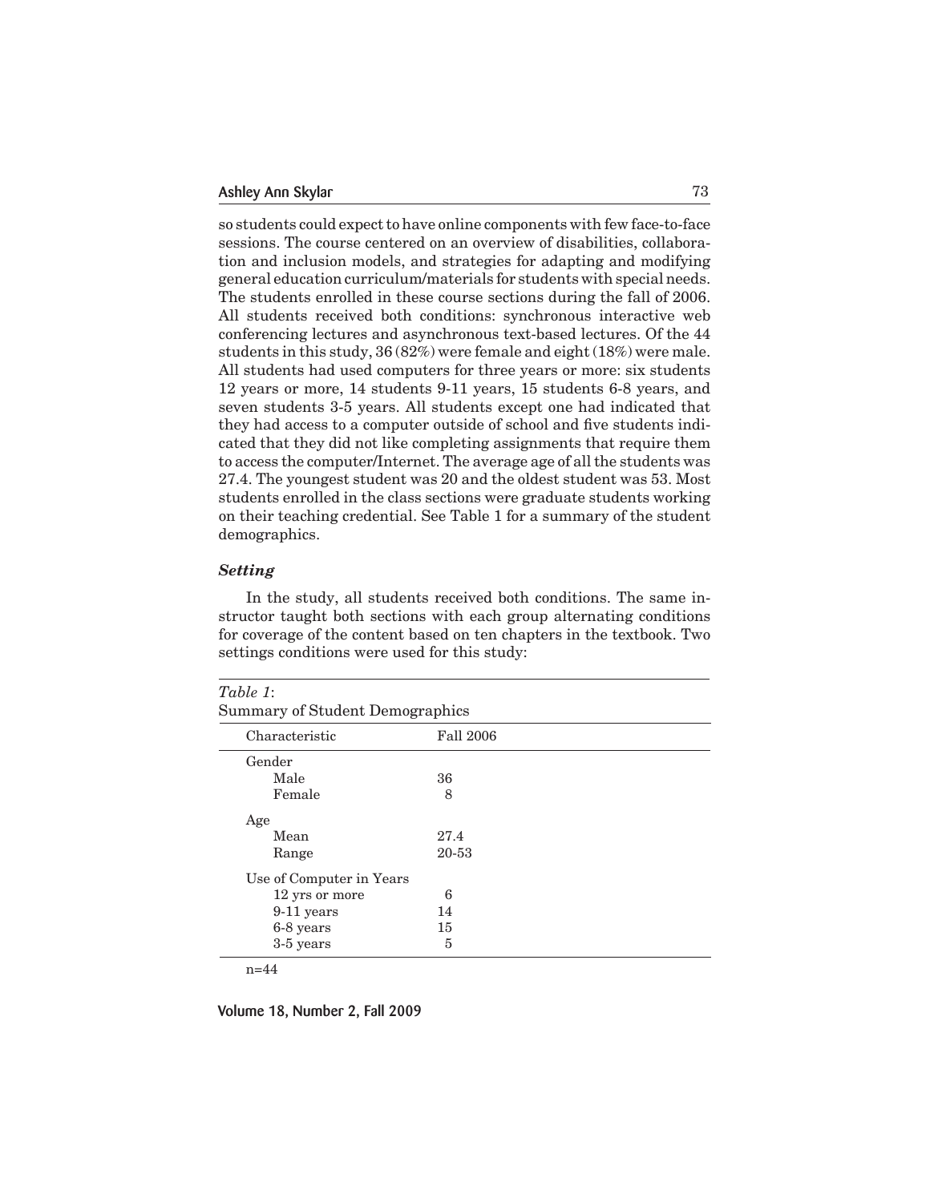so students could expect to have online components with few face-to-face sessions. The course centered on an overview of disabilities, collaboration and inclusion models, and strategies for adapting and modifying general education curriculum/materials for students with special needs. The students enrolled in these course sections during the fall of 2006. All students received both conditions: synchronous interactive web conferencing lectures and asynchronous text-based lectures. Of the 44 students in this study, 36 (82%) were female and eight (18%) were male. All students had used computers for three years or more: six students 12 years or more, 14 students 9-11 years, 15 students 6-8 years, and seven students 3-5 years. All students except one had indicated that they had access to a computer outside of school and five students indicated that they did not like completing assignments that require them to access the computer/Internet. The average age of all the students was 27.4. The youngest student was 20 and the oldest student was 53. Most students enrolled in the class sections were graduate students working on their teaching credential. See Table 1 for a summary of the student demographics.

### *Setting*

In the study, all students received both conditions. The same instructor taught both sections with each group alternating conditions for coverage of the content based on ten chapters in the textbook. Two settings conditions were used for this study:

*Table 1*:
Summary of Student Demographics

| Characteristic | Fall 2006 |
|---|---|
| Gender | |
| Male | 36 |
| Female | 8 |
| Age | |
| Mean | 27.4 |
| Range | 20-53 |
| Use of Computer in Years | |
| 12 yrs or more | 6 |
| 9-11 years | 14 |
| 6-8 years | 15 |
| 3-5 years | 5 |

n=44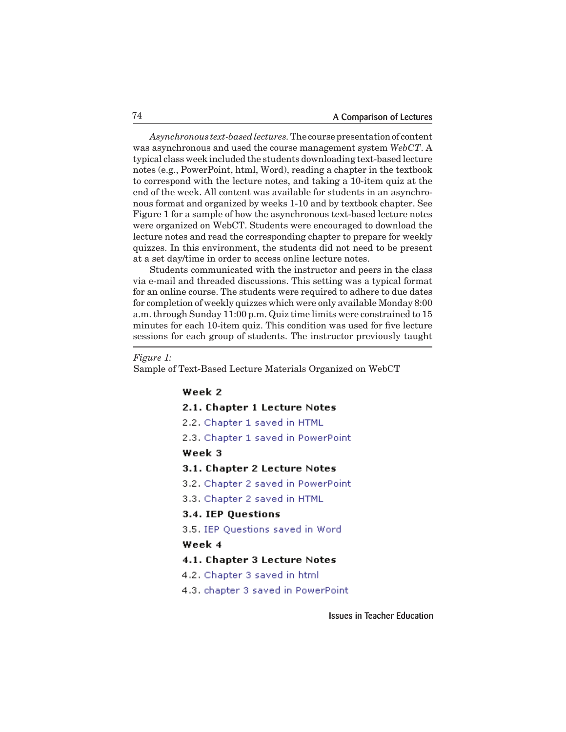*Asynchronous text-based lectures.* The course presentation of content was asynchronous and used the course management system *WebCT*. A typical class week included the students downloading text-based lecture notes (e.g., PowerPoint, html, Word), reading a chapter in the textbook to correspond with the lecture notes, and taking a 10-item quiz at the end of the week. All content was available for students in an asynchronous format and organized by weeks 1-10 and by textbook chapter. See Figure 1 for a sample of how the asynchronous text-based lecture notes were organized on WebCT. Students were encouraged to download the lecture notes and read the corresponding chapter to prepare for weekly quizzes. In this environment, the students did not need to be present at a set day/time in order to access online lecture notes.

Students communicated with the instructor and peers in the class via e-mail and threaded discussions. This setting was a typical format for an online course. The students were required to adhere to due dates for completion of weekly quizzes which were only available Monday 8:00 a.m. through Sunday 11:00 p.m. Quiz time limits were constrained to 15 minutes for each 10-item quiz. This condition was used for five lecture sessions for each group of students. The instructor previously taught

*Figure 1:*
Sample of Text-Based Lecture Materials Organized on WebCT

**Week 2**

**2.1. Chapter 1 Lecture Notes**

2.2. Chapter 1 saved in HTML

2.3. Chapter 1 saved in PowerPoint

**Week 3**

**3.1. Chapter 2 Lecture Notes**

3.2. Chapter 2 saved in PowerPoint

3.3. Chapter 2 saved in HTML

**3.4. IEP Questions**

3.5. IEP Questions saved in Word

**Week 4**

**4.1. Chapter 3 Lecture Notes**

4.2. Chapter 3 saved in html

4.3. chapter 3 saved in PowerPoint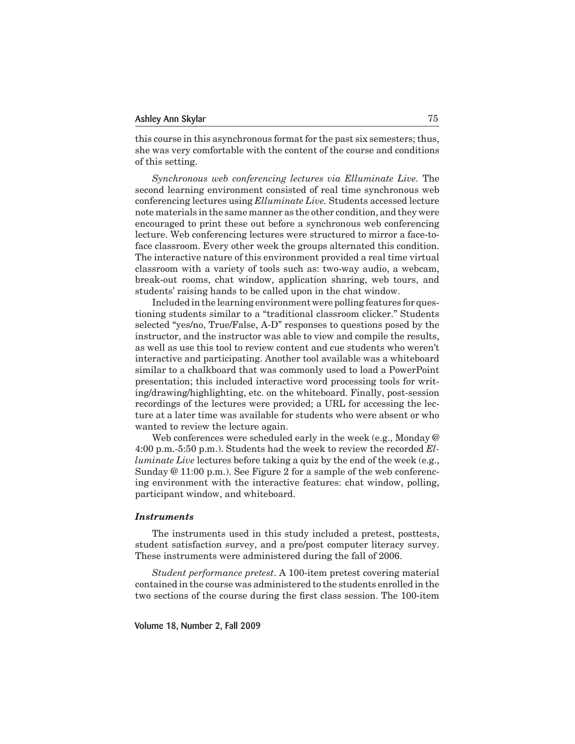this course in this asynchronous format for the past six semesters; thus, she was very comfortable with the content of the course and conditions of this setting.

*Synchronous web conferencing lectures via Elluminate Live.* The second learning environment consisted of real time synchronous web conferencing lectures using *Elluminate Live.* Students accessed lecture note materials in the same manner as the other condition, and they were encouraged to print these out before a synchronous web conferencing lecture. Web conferencing lectures were structured to mirror a face-to-face classroom. Every other week the groups alternated this condition. The interactive nature of this environment provided a real time virtual classroom with a variety of tools such as: two-way audio, a webcam, break-out rooms, chat window, application sharing, web tours, and students' raising hands to be called upon in the chat window.

Included in the learning environment were polling features for questioning students similar to a "traditional classroom clicker." Students selected "yes/no, True/False, A-D" responses to questions posed by the instructor, and the instructor was able to view and compile the results, as well as use this tool to review content and cue students who weren't interactive and participating. Another tool available was a whiteboard similar to a chalkboard that was commonly used to load a PowerPoint presentation; this included interactive word processing tools for writing/drawing/highlighting, etc. on the whiteboard. Finally, post-session recordings of the lectures were provided; a URL for accessing the lecture at a later time was available for students who were absent or who wanted to review the lecture again.

Web conferences were scheduled early in the week (e.g., Monday @ 4:00 p.m.-5:50 p.m.). Students had the week to review the recorded *Elluminate Live* lectures before taking a quiz by the end of the week (e.g., Sunday @ 11:00 p.m.). See Figure 2 for a sample of the web conferencing environment with the interactive features: chat window, polling, participant window, and whiteboard.

### *Instruments*

The instruments used in this study included a pretest, posttests, student satisfaction survey, and a pre/post computer literacy survey. These instruments were administered during the fall of 2006.

*Student performance pretest*. A 100-item pretest covering material contained in the course was administered to the students enrolled in the two sections of the course during the first class session. The 100-item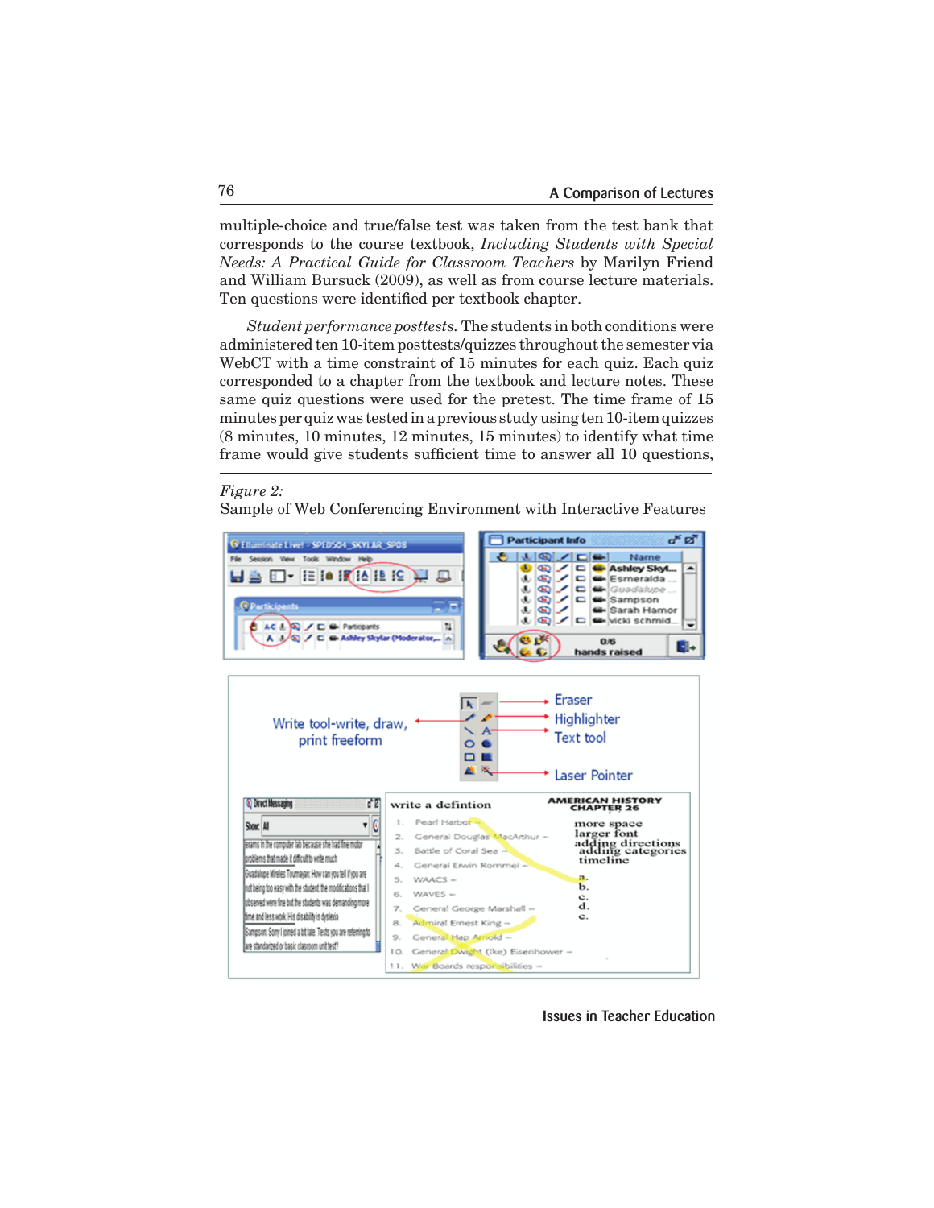multiple-choice and true/false test was taken from the test bank that corresponds to the course textbook, *Including Students with Special Needs: A Practical Guide for Classroom Teachers* by Marilyn Friend and William Bursuck (2009), as well as from course lecture materials. Ten questions were identified per textbook chapter.

*Student performance posttests.* The students in both conditions were administered ten 10-item posttests/quizzes throughout the semester via WebCT with a time constraint of 15 minutes for each quiz. Each quiz corresponded to a chapter from the textbook and lecture notes. These same quiz questions were used for the pretest. The time frame of 15 minutes per quiz was tested in a previous study using ten 10-item quizzes (8 minutes, 10 minutes, 12 minutes, 15 minutes) to identify what time frame would give students sufficient time to answer all 10 questions,

*Figure 2:*
Sample of Web Conferencing Environment with Interactive Features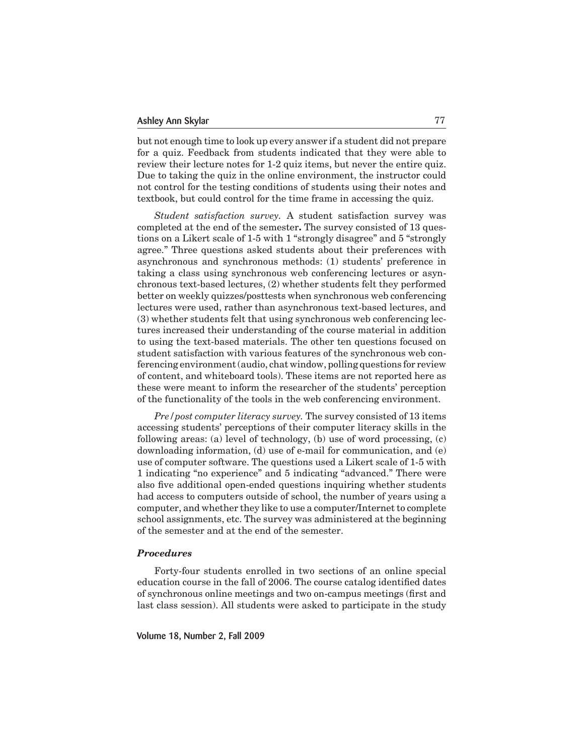but not enough time to look up every answer if a student did not prepare for a quiz. Feedback from students indicated that they were able to review their lecture notes for 1-2 quiz items, but never the entire quiz. Due to taking the quiz in the online environment, the instructor could not control for the testing conditions of students using their notes and textbook, but could control for the time frame in accessing the quiz.

*Student satisfaction survey.* A student satisfaction survey was completed at the end of the semester**.** The survey consisted of 13 questions on a Likert scale of 1-5 with 1 "strongly disagree" and 5 "strongly agree." Three questions asked students about their preferences with asynchronous and synchronous methods: (1) students' preference in taking a class using synchronous web conferencing lectures or asynchronous text-based lectures, (2) whether students felt they performed better on weekly quizzes/posttests when synchronous web conferencing lectures were used, rather than asynchronous text-based lectures, and (3) whether students felt that using synchronous web conferencing lectures increased their understanding of the course material in addition to using the text-based materials. The other ten questions focused on student satisfaction with various features of the synchronous web conferencing environment (audio, chat window, polling questions for review of content, and whiteboard tools). These items are not reported here as these were meant to inform the researcher of the students' perception of the functionality of the tools in the web conferencing environment.

*Pre/post computer literacy survey.* The survey consisted of 13 items accessing students' perceptions of their computer literacy skills in the following areas: (a) level of technology, (b) use of word processing, (c) downloading information, (d) use of e-mail for communication, and (e) use of computer software. The questions used a Likert scale of 1-5 with 1 indicating "no experience" and 5 indicating "advanced." There were also five additional open-ended questions inquiring whether students had access to computers outside of school, the number of years using a computer, and whether they like to use a computer/Internet to complete school assignments, etc. The survey was administered at the beginning of the semester and at the end of the semester.

### *Procedures*

Forty-four students enrolled in two sections of an online special education course in the fall of 2006. The course catalog identified dates of synchronous online meetings and two on-campus meetings (first and last class session). All students were asked to participate in the study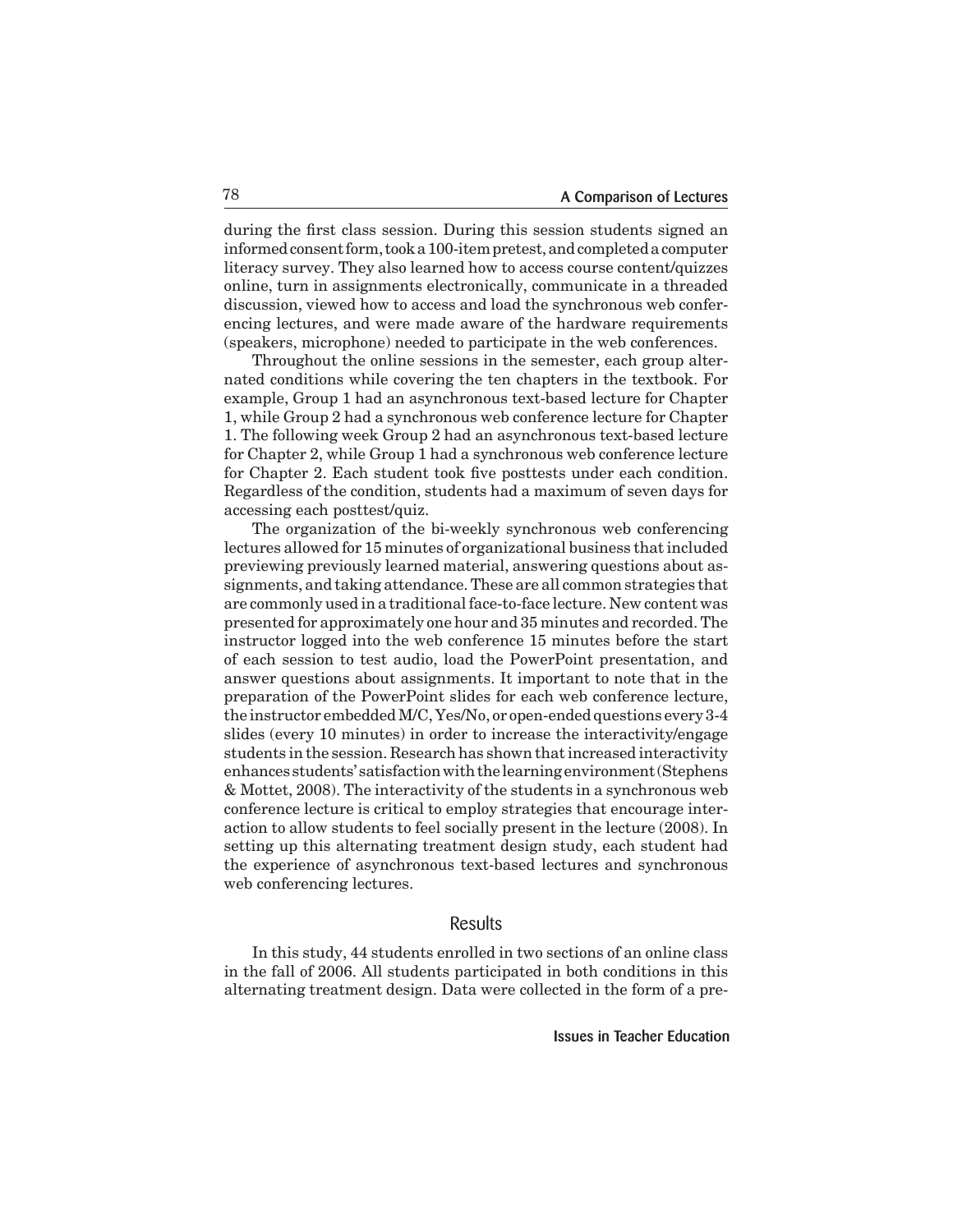during the first class session. During this session students signed an informed consent form, took a 100-item pretest, and completed a computer literacy survey. They also learned how to access course content/quizzes online, turn in assignments electronically, communicate in a threaded discussion, viewed how to access and load the synchronous web conferencing lectures, and were made aware of the hardware requirements (speakers, microphone) needed to participate in the web conferences.

Throughout the online sessions in the semester, each group alternated conditions while covering the ten chapters in the textbook. For example, Group 1 had an asynchronous text-based lecture for Chapter 1, while Group 2 had a synchronous web conference lecture for Chapter 1. The following week Group 2 had an asynchronous text-based lecture for Chapter 2, while Group 1 had a synchronous web conference lecture for Chapter 2. Each student took five posttests under each condition. Regardless of the condition, students had a maximum of seven days for accessing each posttest/quiz.

The organization of the bi-weekly synchronous web conferencing lectures allowed for 15 minutes of organizational business that included previewing previously learned material, answering questions about assignments, and taking attendance. These are all common strategies that are commonly used in a traditional face-to-face lecture. New content was presented for approximately one hour and 35 minutes and recorded. The instructor logged into the web conference 15 minutes before the start of each session to test audio, load the PowerPoint presentation, and answer questions about assignments. It important to note that in the preparation of the PowerPoint slides for each web conference lecture, the instructor embedded M/C, Yes/No, or open-ended questions every 3-4 slides (every 10 minutes) in order to increase the interactivity/engage students in the session. Research has shown that increased interactivity enhances students' satisfaction with the learning environment (Stephens & Mottet, 2008). The interactivity of the students in a synchronous web conference lecture is critical to employ strategies that encourage interaction to allow students to feel socially present in the lecture (2008). In setting up this alternating treatment design study, each student had the experience of asynchronous text-based lectures and synchronous web conferencing lectures.

## Results

In this study, 44 students enrolled in two sections of an online class in the fall of 2006. All students participated in both conditions in this alternating treatment design. Data were collected in the form of a pre-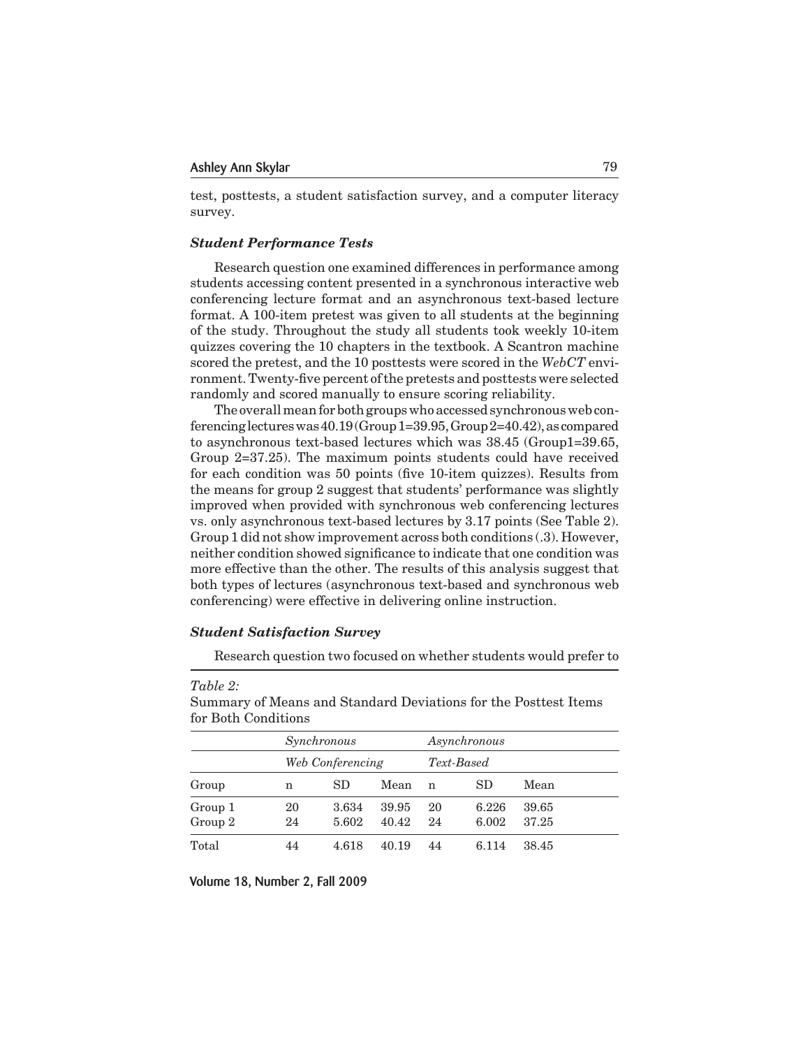test, posttests, a student satisfaction survey, and a computer literacy survey.

### *Student Performance Tests*

Research question one examined differences in performance among students accessing content presented in a synchronous interactive web conferencing lecture format and an asynchronous text-based lecture format. A 100-item pretest was given to all students at the beginning of the study. Throughout the study all students took weekly 10-item quizzes covering the 10 chapters in the textbook. A Scantron machine scored the pretest, and the 10 posttests were scored in the *WebCT* environment. Twenty-five percent of the pretests and posttests were selected randomly and scored manually to ensure scoring reliability.

The overall mean for both groups who accessed synchronous web conferencing lectures was 40.19 (Group 1=39.95, Group 2=40.42), as compared to asynchronous text-based lectures which was 38.45 (Group1=39.65, Group 2=37.25). The maximum points students could have received for each condition was 50 points (five 10-item quizzes). Results from the means for group 2 suggest that students' performance was slightly improved when provided with synchronous web conferencing lectures vs. only asynchronous text-based lectures by 3.17 points (See Table 2). Group 1 did not show improvement across both conditions (.3). However, neither condition showed significance to indicate that one condition was more effective than the other. The results of this analysis suggest that both types of lectures (asynchronous text-based and synchronous web conferencing) were effective in delivering online instruction.

### *Student Satisfaction Survey*

Research question two focused on whether students would prefer to

*Table 2:*
Summary of Means and Standard Deviations for the Posttest Items for Both Conditions

| | *Synchronous Web Conferencing* | | | *Asynchronous Text-Based* | | |
|---|---|---|---|---|---|---|
| Group | n | SD | Mean | n | SD | Mean |
| Group 1 | 20 | 3.634 | 39.95 | 20 | 6.226 | 39.65 |
| Group 2 | 24 | 5.602 | 40.42 | 24 | 6.002 | 37.25 |
| Total | 44 | 4.618 | 40.19 | 44 | 6.114 | 38.45 |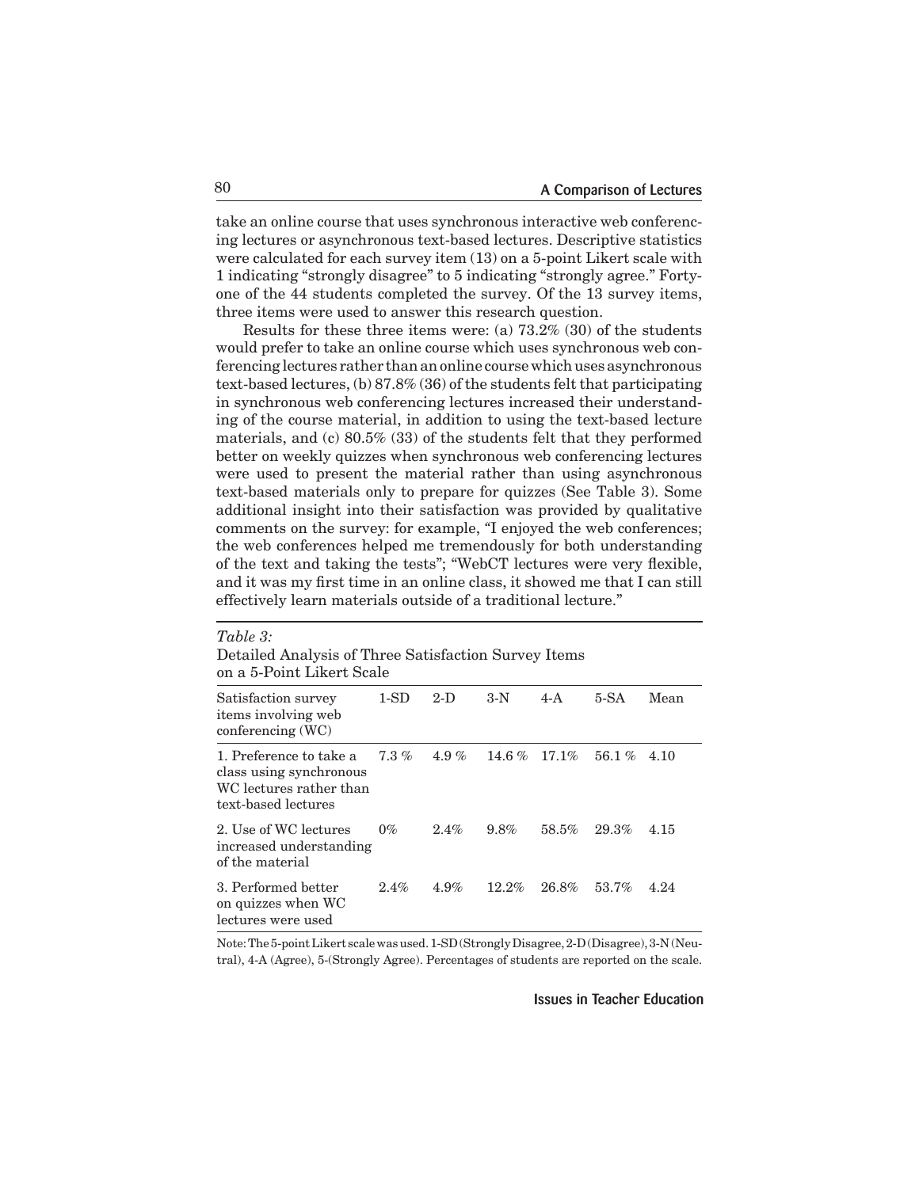take an online course that uses synchronous interactive web conferencing lectures or asynchronous text-based lectures. Descriptive statistics were calculated for each survey item (13) on a 5-point Likert scale with 1 indicating "strongly disagree" to 5 indicating "strongly agree." Forty-one of the 44 students completed the survey. Of the 13 survey items, three items were used to answer this research question.

Results for these three items were: (a) 73.2% (30) of the students would prefer to take an online course which uses synchronous web conferencing lectures rather than an online course which uses asynchronous text-based lectures, (b) 87.8% (36) of the students felt that participating in synchronous web conferencing lectures increased their understanding of the course material, in addition to using the text-based lecture materials, and (c) 80.5% (33) of the students felt that they performed better on weekly quizzes when synchronous web conferencing lectures were used to present the material rather than using asynchronous text-based materials only to prepare for quizzes (See Table 3). Some additional insight into their satisfaction was provided by qualitative comments on the survey: for example, "I enjoyed the web conferences; the web conferences helped me tremendously for both understanding of the text and taking the tests"; "WebCT lectures were very flexible, and it was my first time in an online class, it showed me that I can still effectively learn materials outside of a traditional lecture."

*Table 3:*
Detailed Analysis of Three Satisfaction Survey Items on a 5-Point Likert Scale

| Satisfaction survey items involving web conferencing (WC) | 1-SD | 2-D | 3-N | 4-A | 5-SA | Mean |
|---|---|---|---|---|---|---|
| 1. Preference to take a class using synchronous WC lectures rather than text-based lectures | 7.3 % | 4.9 % | 14.6 % | 17.1% | 56.1 % | 4.10 |
| 2. Use of WC lectures increased understanding of the material | 0% | 2.4% | 9.8% | 58.5% | 29.3% | 4.15 |
| 3. Performed better on quizzes when WC lectures were used | 2.4% | 4.9% | 12.2% | 26.8% | 53.7% | 4.24 |

Note: The 5-point Likert scale was used. 1-SD (Strongly Disagree, 2-D (Disagree), 3-N (Neutral), 4-A (Agree), 5-(Strongly Agree). Percentages of students are reported on the scale.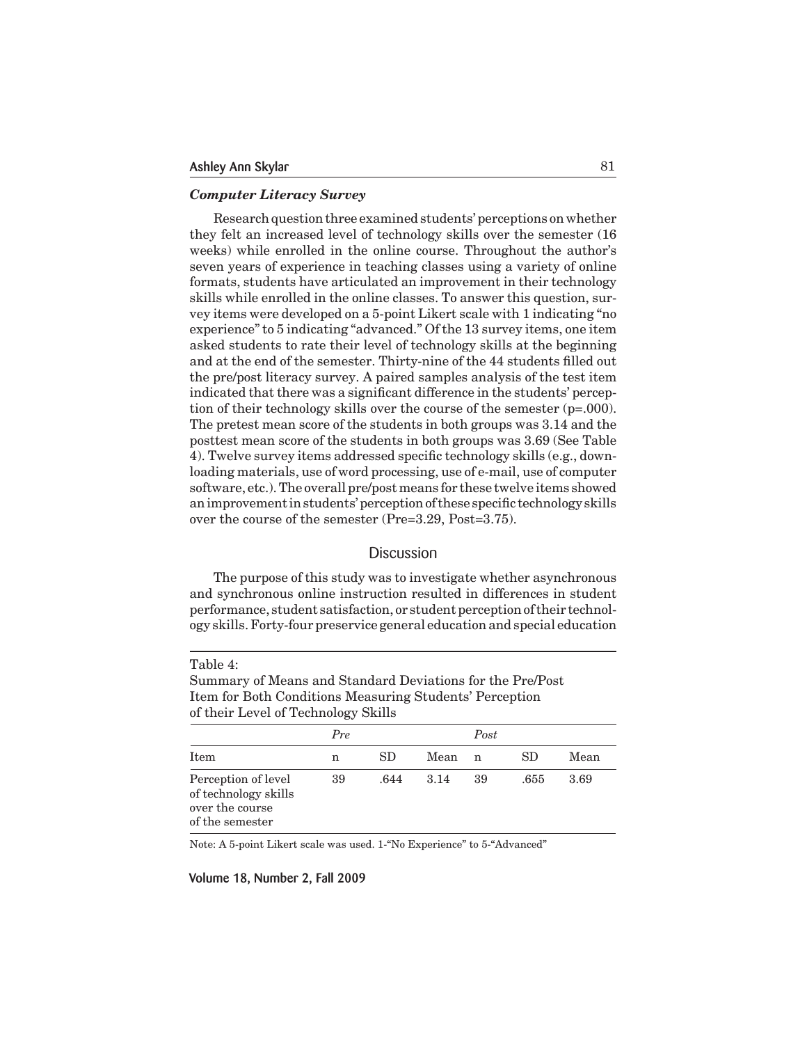### *Computer Literacy Survey*

Research question three examined students' perceptions on whether they felt an increased level of technology skills over the semester (16 weeks) while enrolled in the online course. Throughout the author's seven years of experience in teaching classes using a variety of online formats, students have articulated an improvement in their technology skills while enrolled in the online classes. To answer this question, survey items were developed on a 5-point Likert scale with 1 indicating "no experience" to 5 indicating "advanced." Of the 13 survey items, one item asked students to rate their level of technology skills at the beginning and at the end of the semester. Thirty-nine of the 44 students filled out the pre/post literacy survey. A paired samples analysis of the test item indicated that there was a significant difference in the students' perception of their technology skills over the course of the semester ($p=.000$). The pretest mean score of the students in both groups was 3.14 and the posttest mean score of the students in both groups was 3.69 (See Table 4). Twelve survey items addressed specific technology skills (e.g., downloading materials, use of word processing, use of e-mail, use of computer software, etc.). The overall pre/post means for these twelve items showed an improvement in students' perception of these specific technology skills over the course of the semester (Pre=3.29, Post=3.75).

## Discussion

The purpose of this study was to investigate whether asynchronous and synchronous online instruction resulted in differences in student performance, student satisfaction, or student perception of their technology skills. Forty-four preservice general education and special education

Table 4:
Summary of Means and Standard Deviations for the Pre/Post Item for Both Conditions Measuring Students' Perception of their Level of Technology Skills

| | *Pre* | | | *Post* | | |
|---|---|---|---|---|---|---|
| Item | n | SD | Mean | n | SD | Mean |
| Perception of level of technology skills over the course of the semester | 39 | .644 | 3.14 | 39 | .655 | 3.69 |

Note: A 5-point Likert scale was used. 1-"No Experience" to 5-"Advanced"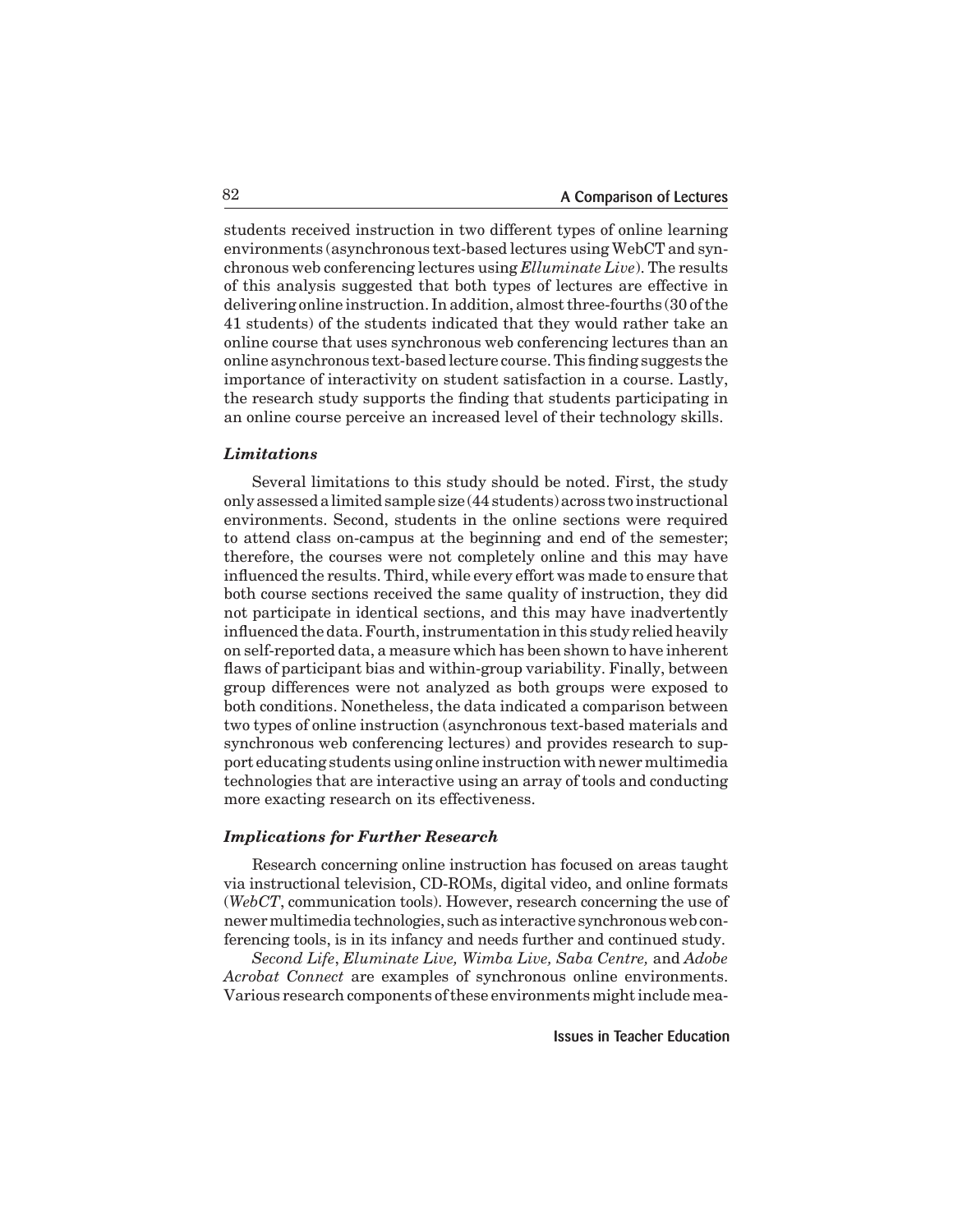students received instruction in two different types of online learning environments (asynchronous text-based lectures using WebCT and synchronous web conferencing lectures using *Elluminate Live*). The results of this analysis suggested that both types of lectures are effective in delivering online instruction. In addition, almost three-fourths (30 of the 41 students) of the students indicated that they would rather take an online course that uses synchronous web conferencing lectures than an online asynchronous text-based lecture course. This finding suggests the importance of interactivity on student satisfaction in a course. Lastly, the research study supports the finding that students participating in an online course perceive an increased level of their technology skills.

### *Limitations*

Several limitations to this study should be noted. First, the study only assessed a limited sample size (44 students) across two instructional environments. Second, students in the online sections were required to attend class on-campus at the beginning and end of the semester; therefore, the courses were not completely online and this may have influenced the results. Third, while every effort was made to ensure that both course sections received the same quality of instruction, they did not participate in identical sections, and this may have inadvertently influenced the data. Fourth, instrumentation in this study relied heavily on self-reported data, a measure which has been shown to have inherent flaws of participant bias and within-group variability. Finally, between group differences were not analyzed as both groups were exposed to both conditions. Nonetheless, the data indicated a comparison between two types of online instruction (asynchronous text-based materials and synchronous web conferencing lectures) and provides research to support educating students using online instruction with newer multimedia technologies that are interactive using an array of tools and conducting more exacting research on its effectiveness.

### *Implications for Further Research*

Research concerning online instruction has focused on areas taught via instructional television, CD-ROMs, digital video, and online formats (*WebCT*, communication tools). However, research concerning the use of newer multimedia technologies, such as interactive synchronous web conferencing tools, is in its infancy and needs further and continued study.

*Second Life*, *Eluminate Live, Wimba Live, Saba Centre,* and *Adobe Acrobat Connect* are examples of synchronous online environments. Various research components of these environments might include mea-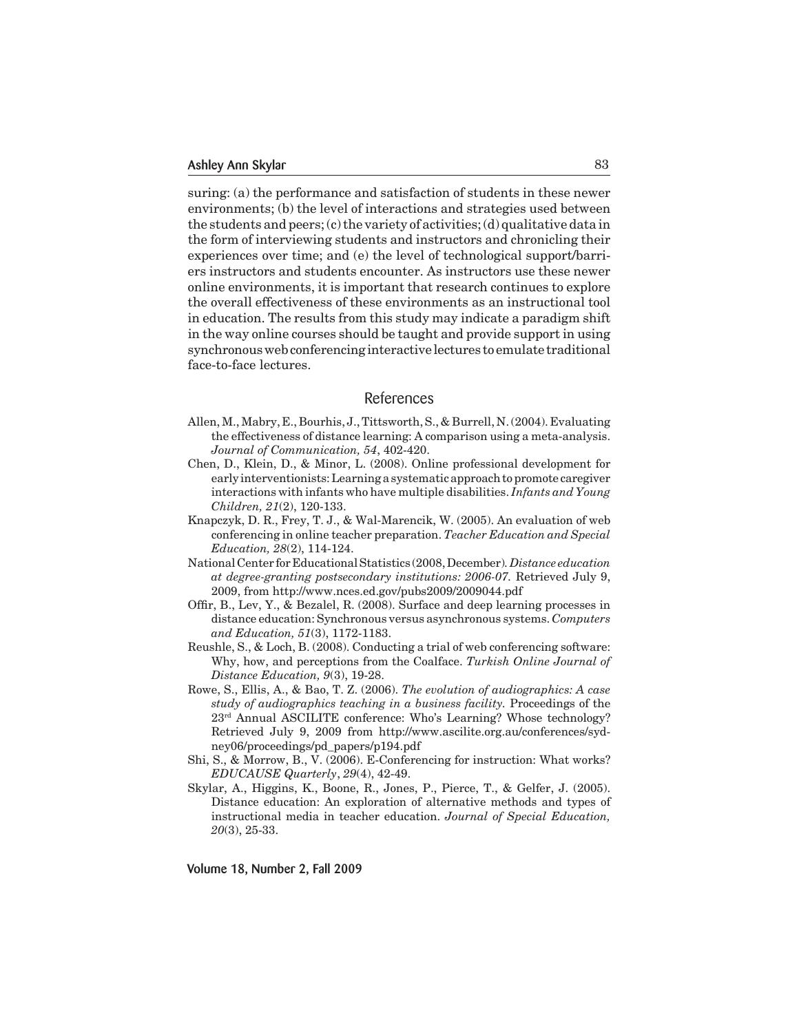suring: (a) the performance and satisfaction of students in these newer environments; (b) the level of interactions and strategies used between the students and peers; (c) the variety of activities; (d) qualitative data in the form of interviewing students and instructors and chronicling their experiences over time; and (e) the level of technological support/barriers instructors and students encounter. As instructors use these newer online environments, it is important that research continues to explore the overall effectiveness of these environments as an instructional tool in education. The results from this study may indicate a paradigm shift in the way online courses should be taught and provide support in using synchronous web conferencing interactive lectures to emulate traditional face-to-face lectures.

## References

Allen, M., Mabry, E., Bourhis, J., Tittsworth, S., & Burrell, N. (2004). Evaluating the effectiveness of distance learning: A comparison using a meta-analysis. *Journal of Communication, 54*, 402-420.

Chen, D., Klein, D., & Minor, L. (2008). Online professional development for early interventionists: Learning a systematic approach to promote caregiver interactions with infants who have multiple disabilities. *Infants and Young Children, 21*(2), 120-133.

Knapczyk, D. R., Frey, T. J., & Wal-Marencik, W. (2005). An evaluation of web conferencing in online teacher preparation. *Teacher Education and Special Education, 28*(2), 114-124.

National Center for Educational Statistics (2008, December). *Distance education at degree-granting postsecondary institutions: 2006-07.* Retrieved July 9, 2009, from http://www.nces.ed.gov/pubs2009/2009044.pdf

Offir, B., Lev, Y., & Bezalel, R. (2008). Surface and deep learning processes in distance education: Synchronous versus asynchronous systems. *Computers and Education, 51*(3), 1172-1183.

Reushle, S., & Loch, B. (2008). Conducting a trial of web conferencing software: Why, how, and perceptions from the Coalface. *Turkish Online Journal of Distance Education, 9*(3), 19-28.

Rowe, S., Ellis, A., & Bao, T. Z. (2006). *The evolution of audiographics: A case study of audiographics teaching in a business facility.* Proceedings of the 23rd Annual ASCILITE conference: Who's Learning? Whose technology? Retrieved July 9, 2009 from http://www.ascilite.org.au/conferences/sydney06/proceedings/pd_papers/p194.pdf

Shi, S., & Morrow, B., V. (2006). E-Conferencing for instruction: What works? *EDUCAUSE Quarterly*, *29*(4), 42-49.

Skylar, A., Higgins, K., Boone, R., Jones, P., Pierce, T., & Gelfer, J. (2005). Distance education: An exploration of alternative methods and types of instructional media in teacher education. *Journal of Special Education, 20*(3), 25-33.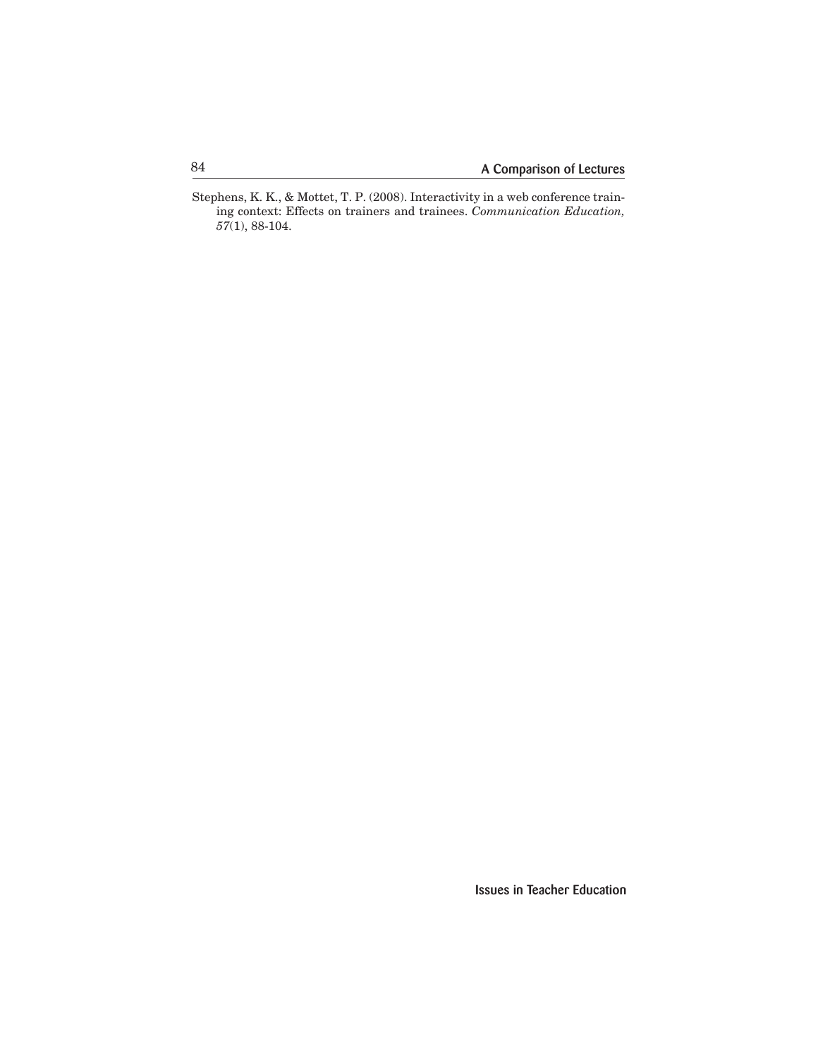Stephens, K. K., & Mottet, T. P. (2008). Interactivity in a web conference training context: Effects on trainers and trainees. *Communication Education, 57*(1), 88-104.